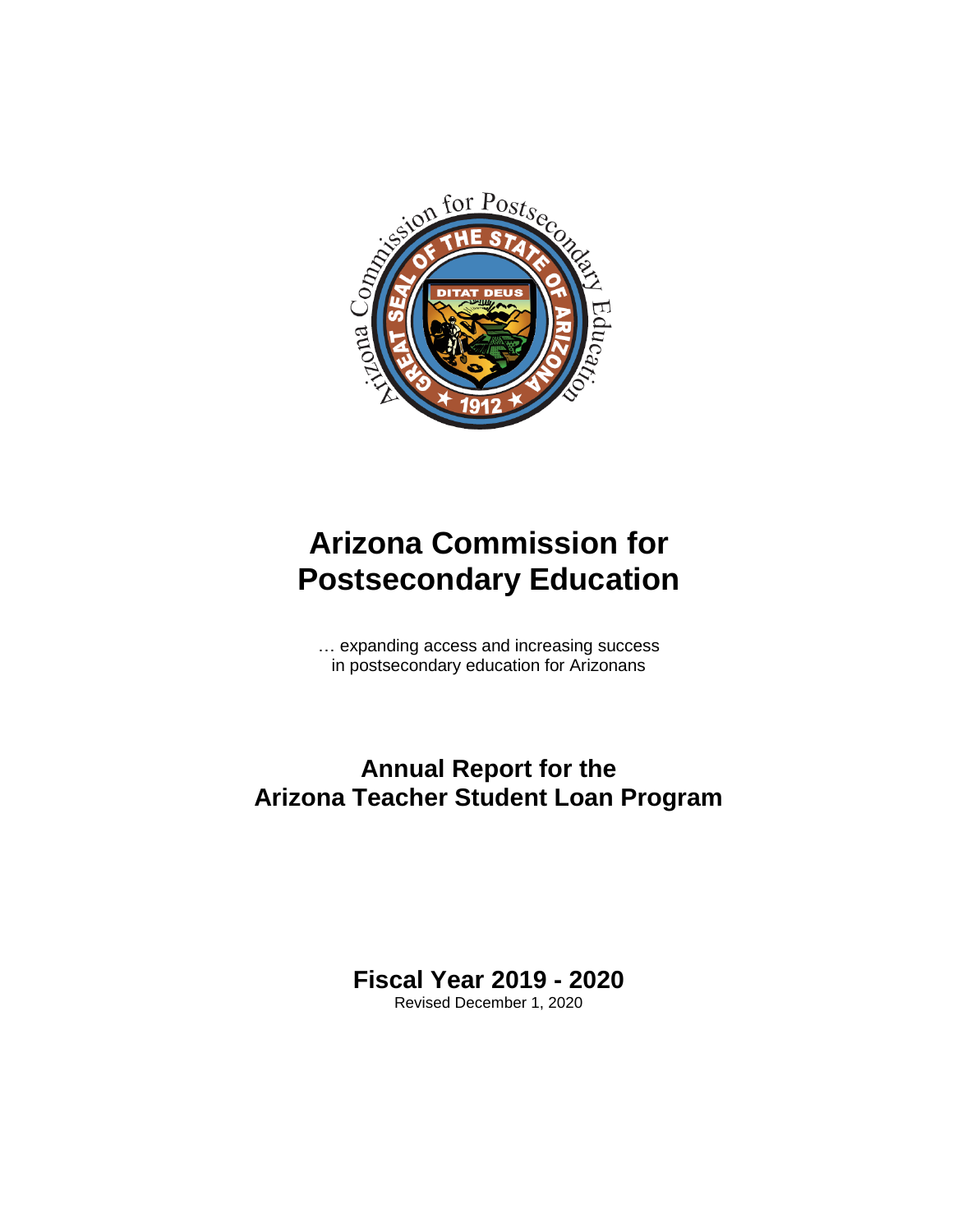# Arizona Commission for Postsecondary Education

… expanding access and increasing success in postsecondary education for Arizonans

## Annual Report for the Arizona Teacher Student Loan Program

## Fiscal Year 2019 - 2020

Revised December 1, 2020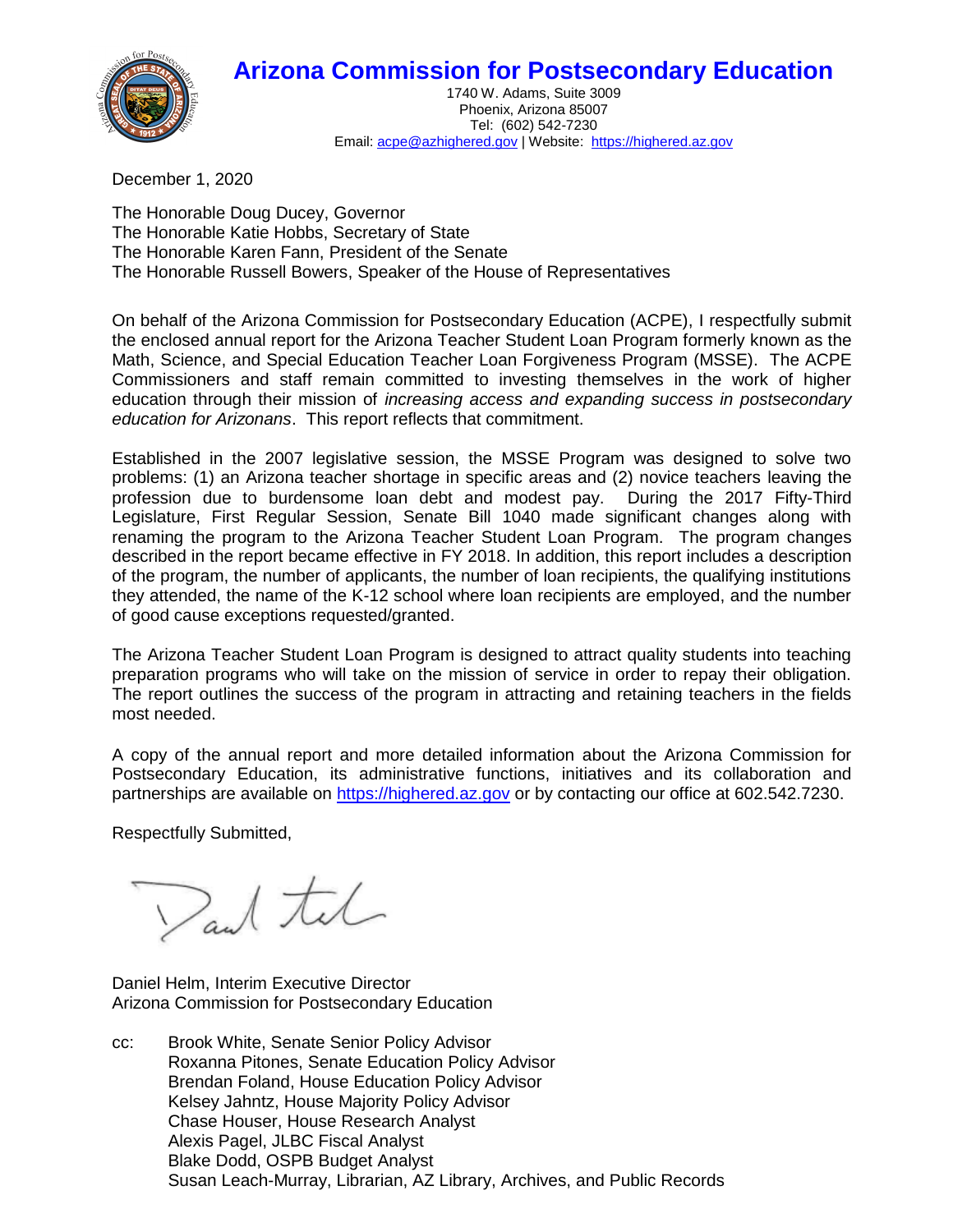# Arizona Commission for Postsecondary Education

1740 W. Adams, Suite 3009
Phoenix, Arizona 85007
Tel: (602) 542-7230
Email: acpe@azhighered.gov | Website: https://highered.az.gov

December 1, 2020

The Honorable Doug Ducey, Governor
The Honorable Katie Hobbs, Secretary of State
The Honorable Karen Fann, President of the Senate
The Honorable Russell Bowers, Speaker of the House of Representatives

On behalf of the Arizona Commission for Postsecondary Education (ACPE), I respectfully submit the enclosed annual report for the Arizona Teacher Student Loan Program formerly known as the Math, Science, and Special Education Teacher Loan Forgiveness Program (MSSE). The ACPE Commissioners and staff remain committed to investing themselves in the work of higher education through their mission of *increasing access and expanding success in postsecondary education for Arizonans*. This report reflects that commitment.

Established in the 2007 legislative session, the MSSE Program was designed to solve two problems: (1) an Arizona teacher shortage in specific areas and (2) novice teachers leaving the profession due to burdensome loan debt and modest pay. During the 2017 Fifty-Third Legislature, First Regular Session, Senate Bill 1040 made significant changes along with renaming the program to the Arizona Teacher Student Loan Program. The program changes described in the report became effective in FY 2018. In addition, this report includes a description of the program, the number of applicants, the number of loan recipients, the qualifying institutions they attended, the name of the K-12 school where loan recipients are employed, and the number of good cause exceptions requested/granted.

The Arizona Teacher Student Loan Program is designed to attract quality students into teaching preparation programs who will take on the mission of service in order to repay their obligation. The report outlines the success of the program in attracting and retaining teachers in the fields most needed.

A copy of the annual report and more detailed information about the Arizona Commission for Postsecondary Education, its administrative functions, initiatives and its collaboration and partnerships are available on https://highered.az.gov or by contacting our office at 602.542.7230.

Respectfully Submitted,

Daniel Helm, Interim Executive Director
Arizona Commission for Postsecondary Education

cc: Brook White, Senate Senior Policy Advisor
Roxanna Pitones, Senate Education Policy Advisor
Brendan Foland, House Education Policy Advisor
Kelsey Jahntz, House Majority Policy Advisor
Chase Houser, House Research Analyst
Alexis Pagel, JLBC Fiscal Analyst
Blake Dodd, OSPB Budget Analyst
Susan Leach-Murray, Librarian, AZ Library, Archives, and Public Records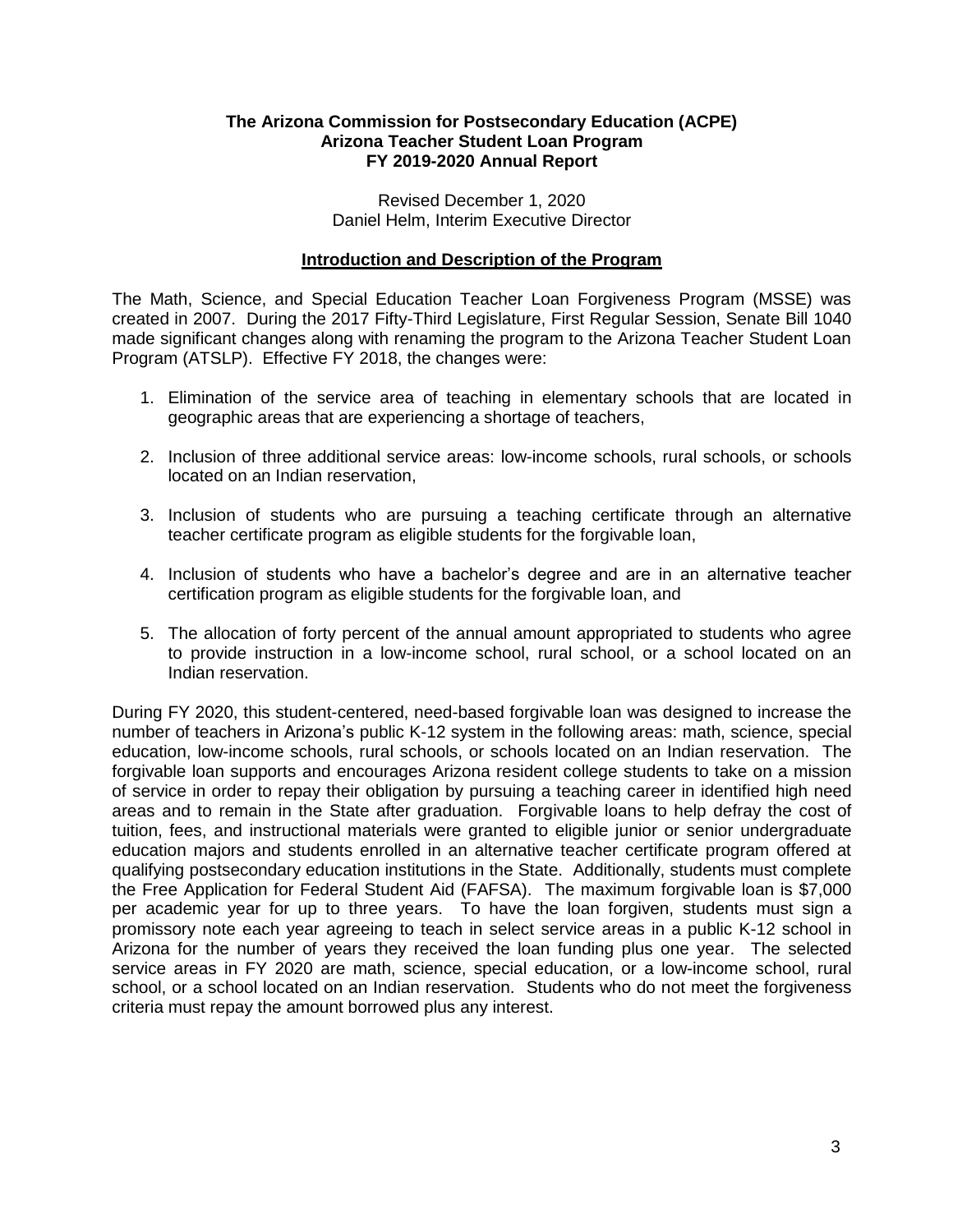**The Arizona Commission for Postsecondary Education (ACPE)**
**Arizona Teacher Student Loan Program**
**FY 2019-2020 Annual Report**

Revised December 1, 2020
Daniel Helm, Interim Executive Director

## Introduction and Description of the Program

The Math, Science, and Special Education Teacher Loan Forgiveness Program (MSSE) was created in 2007. During the 2017 Fifty-Third Legislature, First Regular Session, Senate Bill 1040 made significant changes along with renaming the program to the Arizona Teacher Student Loan Program (ATSLP). Effective FY 2018, the changes were:

1. Elimination of the service area of teaching in elementary schools that are located in geographic areas that are experiencing a shortage of teachers,

2. Inclusion of three additional service areas: low-income schools, rural schools, or schools located on an Indian reservation,

3. Inclusion of students who are pursuing a teaching certificate through an alternative teacher certificate program as eligible students for the forgivable loan,

4. Inclusion of students who have a bachelor's degree and are in an alternative teacher certification program as eligible students for the forgivable loan, and

5. The allocation of forty percent of the annual amount appropriated to students who agree to provide instruction in a low-income school, rural school, or a school located on an Indian reservation.

During FY 2020, this student-centered, need-based forgivable loan was designed to increase the number of teachers in Arizona's public K-12 system in the following areas: math, science, special education, low-income schools, rural schools, or schools located on an Indian reservation. The forgivable loan supports and encourages Arizona resident college students to take on a mission of service in order to repay their obligation by pursuing a teaching career in identified high need areas and to remain in the State after graduation. Forgivable loans to help defray the cost of tuition, fees, and instructional materials were granted to eligible junior or senior undergraduate education majors and students enrolled in an alternative teacher certificate program offered at qualifying postsecondary education institutions in the State. Additionally, students must complete the Free Application for Federal Student Aid (FAFSA). The maximum forgivable loan is $7,000 per academic year for up to three years. To have the loan forgiven, students must sign a promissory note each year agreeing to teach in select service areas in a public K-12 school in Arizona for the number of years they received the loan funding plus one year. The selected service areas in FY 2020 are math, science, special education, or a low-income school, rural school, or a school located on an Indian reservation. Students who do not meet the forgiveness criteria must repay the amount borrowed plus any interest.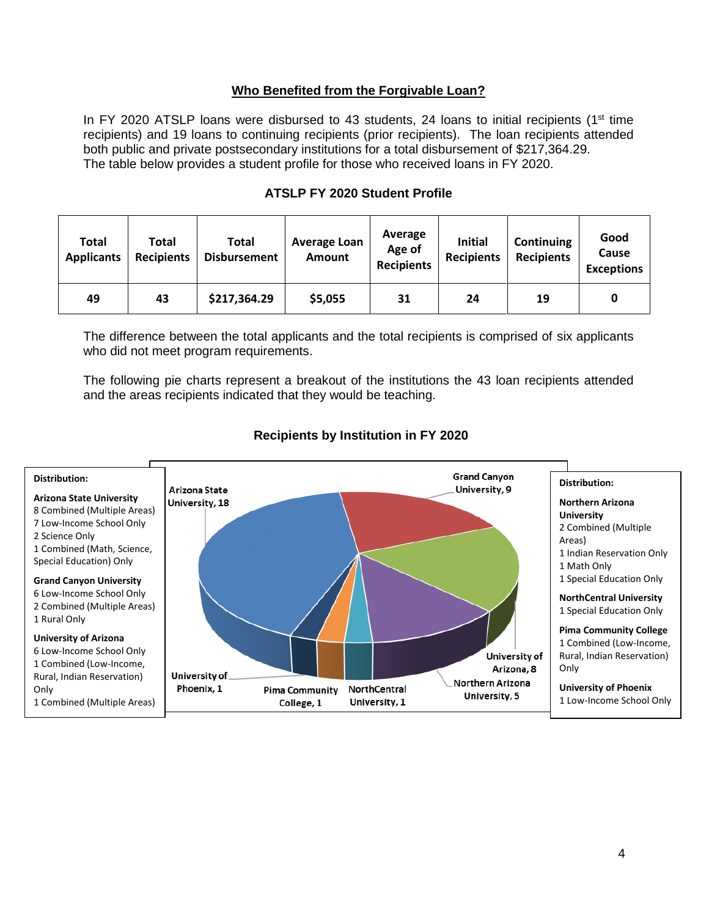## Who Benefited from the Forgivable Loan?

In FY 2020 ATSLP loans were disbursed to 43 students, 24 loans to initial recipients (1st time recipients) and 19 loans to continuing recipients (prior recipients). The loan recipients attended both public and private postsecondary institutions for a total disbursement of $217,364.29. The table below provides a student profile for those who received loans in FY 2020.

### ATSLP FY 2020 Student Profile

| Total Applicants | Total Recipients | Total Disbursement | Average Loan Amount | Average Age of Recipients | Initial Recipients | Continuing Recipients | Good Cause Exceptions |
|---|---|---|---|---|---|---|---|
| 49 | 43 | $217,364.29 | $5,055 | 31 | 24 | 19 | 0 |

The difference between the total applicants and the total recipients is comprised of six applicants who did not meet program requirements.

The following pie charts represent a breakout of the institutions the 43 loan recipients attended and the areas recipients indicated that they would be teaching.

### Recipients by Institution in FY 2020

Arizona State University, 18
Grand Canyon University, 9
University of Arizona, 8
Northern Arizona University, 5
NorthCentral University, 1
Pima Community College, 1
University of Phoenix, 1

**Distribution:**

**Arizona State University**
8 Combined (Multiple Areas)
7 Low-Income School Only
2 Science Only
1 Combined (Math, Science, Special Education) Only

**Grand Canyon University**
6 Low-Income School Only
2 Combined (Multiple Areas)
1 Rural Only

**University of Arizona**
6 Low-Income School Only
1 Combined (Low-Income, Rural, Indian Reservation) Only
1 Combined (Multiple Areas)

**Distribution:**

**Northern Arizona University**
2 Combined (Multiple Areas)
1 Indian Reservation Only
1 Math Only
1 Special Education Only

**NorthCentral University**
1 Special Education Only

**Pima Community College**
1 Combined (Low-Income, Rural, Indian Reservation) Only

**University of Phoenix**
1 Low-Income School Only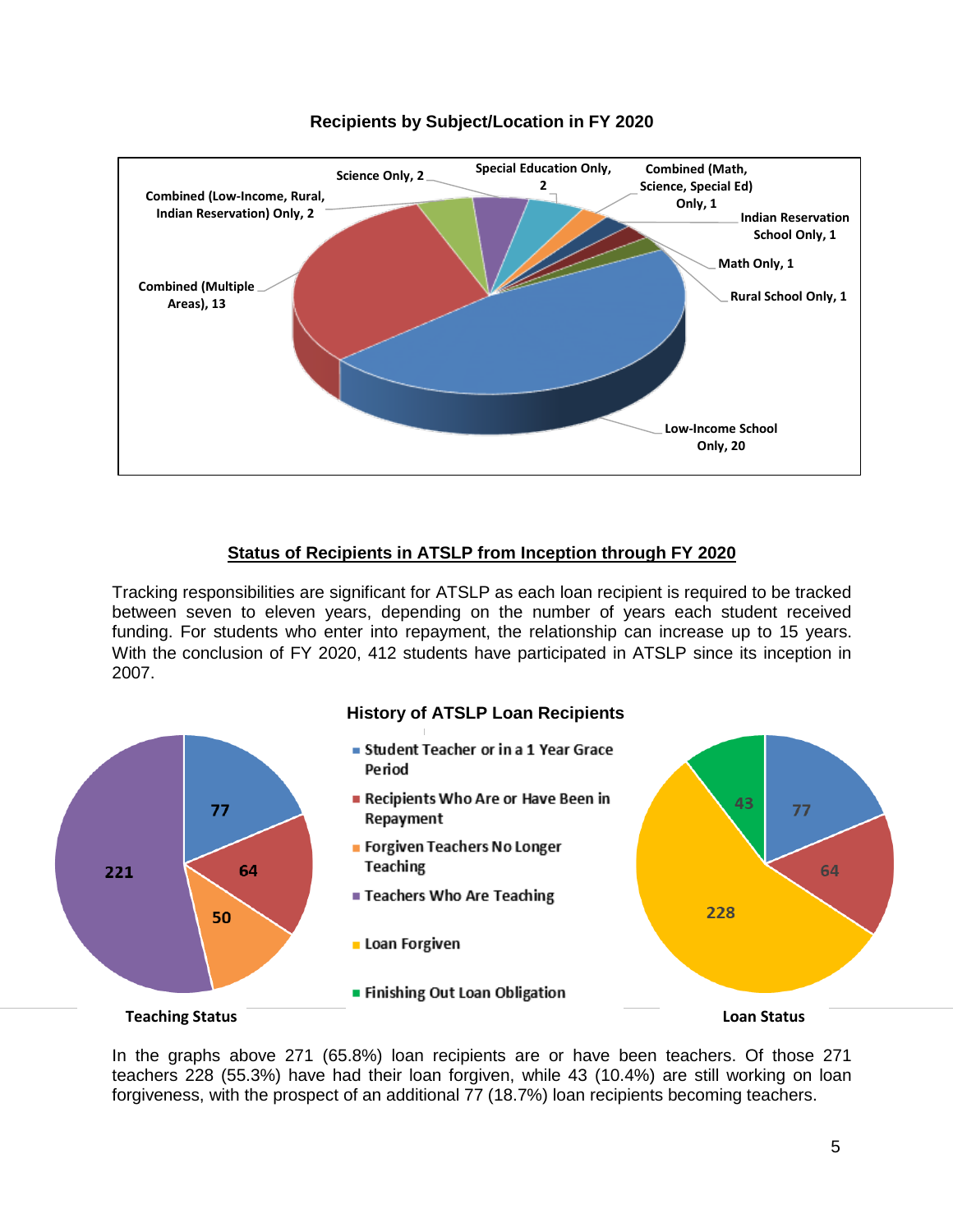**Recipients by Subject/Location in FY 2020**

Science Only, 2

Special Education Only, 2

Combined (Math, Science, Special Ed) Only, 1

Combined (Low-Income, Rural, Indian Reservation) Only, 2

Indian Reservation School Only, 1

Math Only, 1

Combined (Multiple Areas), 13

Rural School Only, 1

Low-Income School Only, 20

## Status of Recipients in ATSLP from Inception through FY 2020

Tracking responsibilities are significant for ATSLP as each loan recipient is required to be tracked between seven to eleven years, depending on the number of years each student received funding. For students who enter into repayment, the relationship can increase up to 15 years. With the conclusion of FY 2020, 412 students have participated in ATSLP since its inception in 2007.

**History of ATSLP Loan Recipients**

- Student Teacher or in a 1 Year Grace Period
- Recipients Who Are or Have Been in Repayment
- Forgiven Teachers No Longer Teaching
- Teachers Who Are Teaching
- Loan Forgiven
- Finishing Out Loan Obligation

**Teaching Status**: 77, 64, 50, 221

**Loan Status**: 77, 64, 228, 43

In the graphs above 271 (65.8%) loan recipients are or have been teachers. Of those 271 teachers 228 (55.3%) have had their loan forgiven, while 43 (10.4%) are still working on loan forgiveness, with the prospect of an additional 77 (18.7%) loan recipients becoming teachers.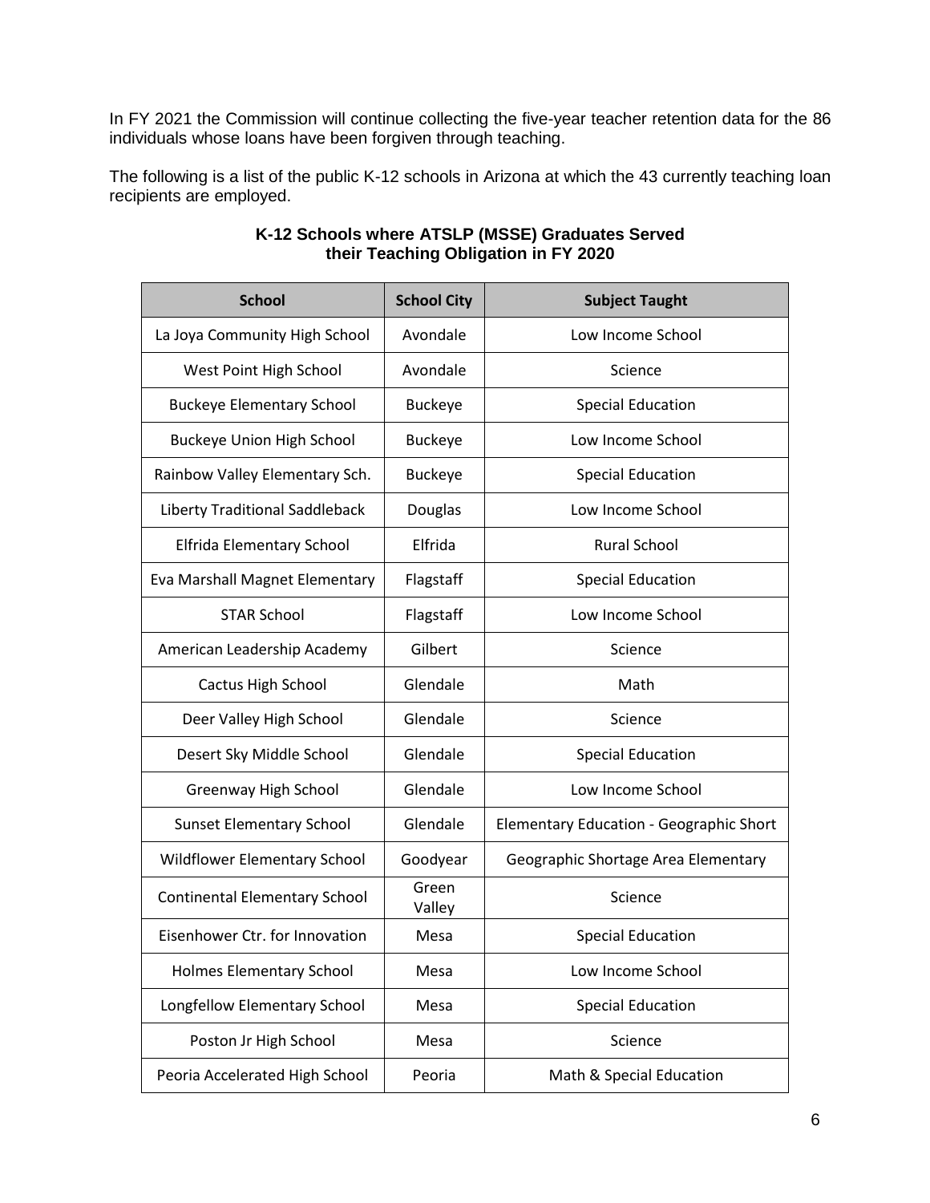In FY 2021 the Commission will continue collecting the five-year teacher retention data for the 86 individuals whose loans have been forgiven through teaching.

The following is a list of the public K-12 schools in Arizona at which the 43 currently teaching loan recipients are employed.

**K-12 Schools where ATSLP (MSSE) Graduates Served their Teaching Obligation in FY 2020**

| School | School City | Subject Taught |
|---|---|---|
| La Joya Community High School | Avondale | Low Income School |
| West Point High School | Avondale | Science |
| Buckeye Elementary School | Buckeye | Special Education |
| Buckeye Union High School | Buckeye | Low Income School |
| Rainbow Valley Elementary Sch. | Buckeye | Special Education |
| Liberty Traditional Saddleback | Douglas | Low Income School |
| Elfrida Elementary School | Elfrida | Rural School |
| Eva Marshall Magnet Elementary | Flagstaff | Special Education |
| STAR School | Flagstaff | Low Income School |
| American Leadership Academy | Gilbert | Science |
| Cactus High School | Glendale | Math |
| Deer Valley High School | Glendale | Science |
| Desert Sky Middle School | Glendale | Special Education |
| Greenway High School | Glendale | Low Income School |
| Sunset Elementary School | Glendale | Elementary Education - Geographic Short |
| Wildflower Elementary School | Goodyear | Geographic Shortage Area Elementary |
| Continental Elementary School | Green Valley | Science |
| Eisenhower Ctr. for Innovation | Mesa | Special Education |
| Holmes Elementary School | Mesa | Low Income School |
| Longfellow Elementary School | Mesa | Special Education |
| Poston Jr High School | Mesa | Science |
| Peoria Accelerated High School | Peoria | Math & Special Education |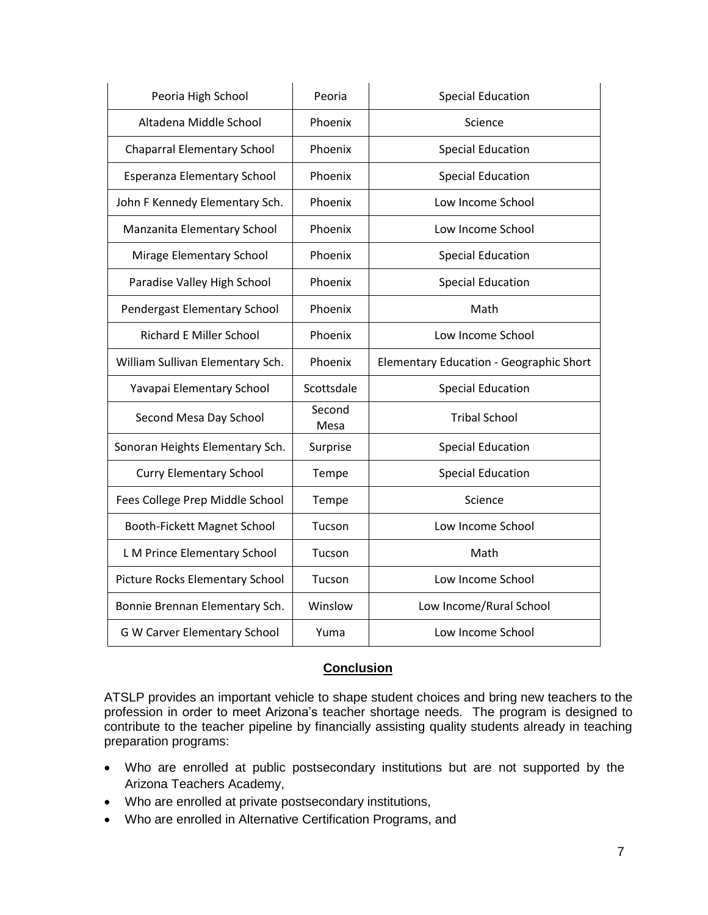| | | |
|---|---|---|
| Peoria High School | Peoria | Special Education |
| Altadena Middle School | Phoenix | Science |
| Chaparral Elementary School | Phoenix | Special Education |
| Esperanza Elementary School | Phoenix | Special Education |
| John F Kennedy Elementary Sch. | Phoenix | Low Income School |
| Manzanita Elementary School | Phoenix | Low Income School |
| Mirage Elementary School | Phoenix | Special Education |
| Paradise Valley High School | Phoenix | Special Education |
| Pendergast Elementary School | Phoenix | Math |
| Richard E Miller School | Phoenix | Low Income School |
| William Sullivan Elementary Sch. | Phoenix | Elementary Education - Geographic Short |
| Yavapai Elementary School | Scottsdale | Special Education |
| Second Mesa Day School | Second Mesa | Tribal School |
| Sonoran Heights Elementary Sch. | Surprise | Special Education |
| Curry Elementary School | Tempe | Special Education |
| Fees College Prep Middle School | Tempe | Science |
| Booth-Fickett Magnet School | Tucson | Low Income School |
| L M Prince Elementary School | Tucson | Math |
| Picture Rocks Elementary School | Tucson | Low Income School |
| Bonnie Brennan Elementary Sch. | Winslow | Low Income/Rural School |
| G W Carver Elementary School | Yuma | Low Income School |

## Conclusion

ATSLP provides an important vehicle to shape student choices and bring new teachers to the profession in order to meet Arizona's teacher shortage needs. The program is designed to contribute to the teacher pipeline by financially assisting quality students already in teaching preparation programs:

- Who are enrolled at public postsecondary institutions but are not supported by the Arizona Teachers Academy,
- Who are enrolled at private postsecondary institutions,
- Who are enrolled in Alternative Certification Programs, and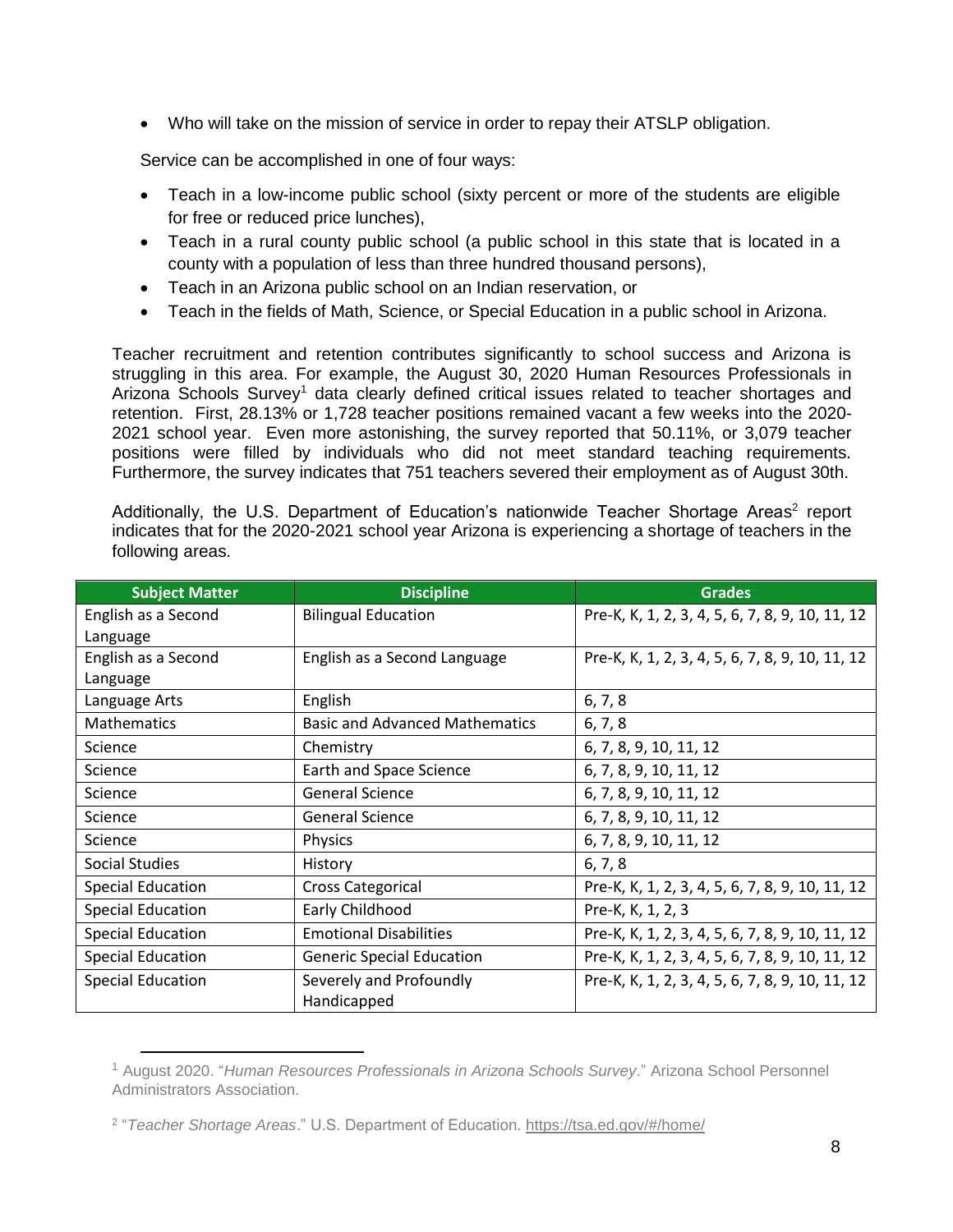- Who will take on the mission of service in order to repay their ATSLP obligation.

Service can be accomplished in one of four ways:

- Teach in a low-income public school (sixty percent or more of the students are eligible for free or reduced price lunches),
- Teach in a rural county public school (a public school in this state that is located in a county with a population of less than three hundred thousand persons),
- Teach in an Arizona public school on an Indian reservation, or
- Teach in the fields of Math, Science, or Special Education in a public school in Arizona.

Teacher recruitment and retention contributes significantly to school success and Arizona is struggling in this area. For example, the August 30, 2020 Human Resources Professionals in Arizona Schools Survey[1] data clearly defined critical issues related to teacher shortages and retention. First, 28.13% or 1,728 teacher positions remained vacant a few weeks into the 2020-2021 school year. Even more astonishing, the survey reported that 50.11%, or 3,079 teacher positions were filled by individuals who did not meet standard teaching requirements. Furthermore, the survey indicates that 751 teachers severed their employment as of August 30th.

Additionally, the U.S. Department of Education's nationwide Teacher Shortage Areas[2] report indicates that for the 2020-2021 school year Arizona is experiencing a shortage of teachers in the following areas.

| Subject Matter | Discipline | Grades |
|---|---|---|
| English as a Second Language | Bilingual Education | Pre-K, K, 1, 2, 3, 4, 5, 6, 7, 8, 9, 10, 11, 12 |
| English as a Second Language | English as a Second Language | Pre-K, K, 1, 2, 3, 4, 5, 6, 7, 8, 9, 10, 11, 12 |
| Language Arts | English | 6, 7, 8 |
| Mathematics | Basic and Advanced Mathematics | 6, 7, 8 |
| Science | Chemistry | 6, 7, 8, 9, 10, 11, 12 |
| Science | Earth and Space Science | 6, 7, 8, 9, 10, 11, 12 |
| Science | General Science | 6, 7, 8, 9, 10, 11, 12 |
| Science | General Science | 6, 7, 8, 9, 10, 11, 12 |
| Science | Physics | 6, 7, 8, 9, 10, 11, 12 |
| Social Studies | History | 6, 7, 8 |
| Special Education | Cross Categorical | Pre-K, K, 1, 2, 3, 4, 5, 6, 7, 8, 9, 10, 11, 12 |
| Special Education | Early Childhood | Pre-K, K, 1, 2, 3 |
| Special Education | Emotional Disabilities | Pre-K, K, 1, 2, 3, 4, 5, 6, 7, 8, 9, 10, 11, 12 |
| Special Education | Generic Special Education | Pre-K, K, 1, 2, 3, 4, 5, 6, 7, 8, 9, 10, 11, 12 |
| Special Education | Severely and Profoundly Handicapped | Pre-K, K, 1, 2, 3, 4, 5, 6, 7, 8, 9, 10, 11, 12 |

[1] August 2020. "*Human Resources Professionals in Arizona Schools Survey*." Arizona School Personnel Administrators Association.

[2] "*Teacher Shortage Areas*." U.S. Department of Education. https://tsa.ed.gov/#/home/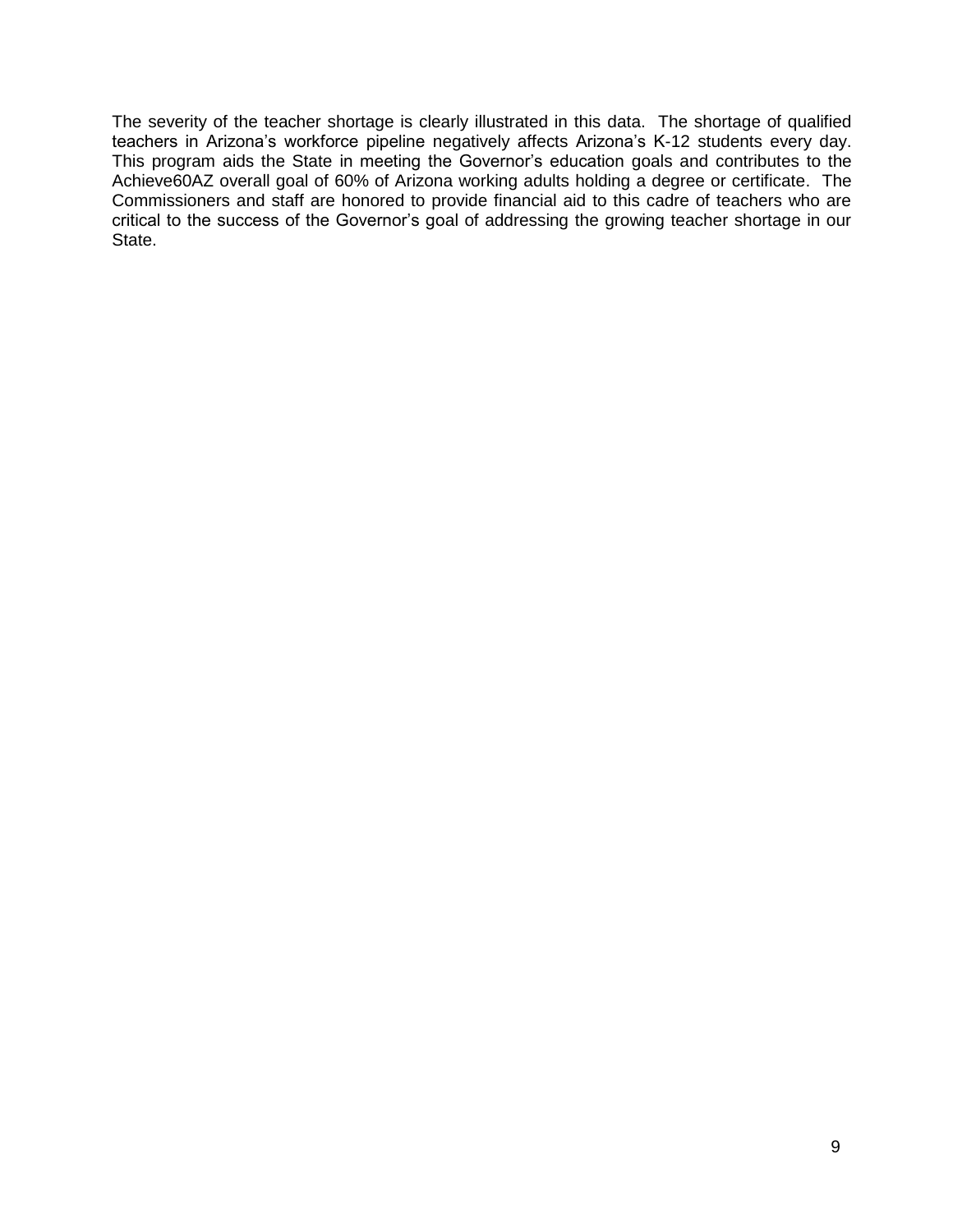The severity of the teacher shortage is clearly illustrated in this data. The shortage of qualified teachers in Arizona's workforce pipeline negatively affects Arizona's K-12 students every day. This program aids the State in meeting the Governor's education goals and contributes to the Achieve60AZ overall goal of 60% of Arizona working adults holding a degree or certificate. The Commissioners and staff are honored to provide financial aid to this cadre of teachers who are critical to the success of the Governor's goal of addressing the growing teacher shortage in our State.